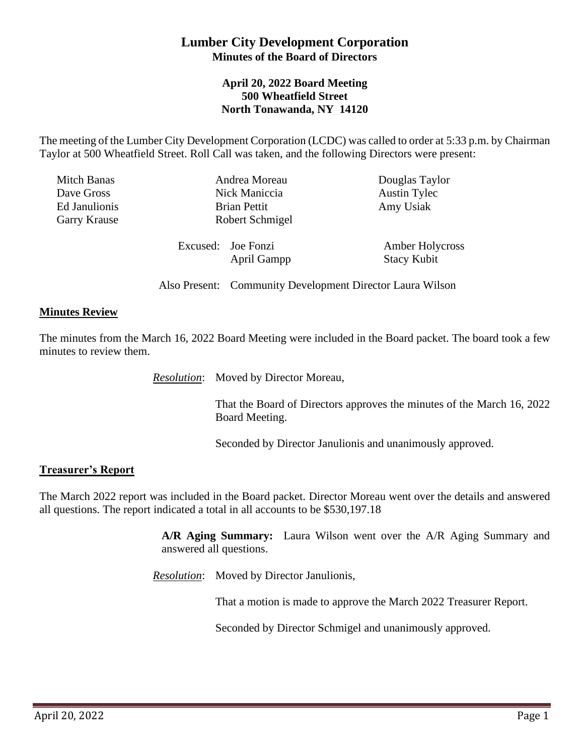# Lumber City Development Corporation
## Minutes of the Board of Directors

### April 20, 2022 Board Meeting
### 500 Wheatfield Street
### North Tonawanda, NY 14120

The meeting of the Lumber City Development Corporation (LCDC) was called to order at 5:33 p.m. by Chairman Taylor at 500 Wheatfield Street. Roll Call was taken, and the following Directors were present:

| | | |
|---|---|---|
| Mitch Banas | Andrea Moreau | Douglas Taylor |
| Dave Gross | Nick Maniccia | Austin Tylec |
| Ed Janulionis | Brian Pettit | Amy Usiak |
| Garry Krause | Robert Schmigel | |

Excused: Joe Fonzi, April Gampp, Amber Holycross, Stacy Kubit

Also Present: Community Development Director Laura Wilson

**Minutes Review**

The minutes from the March 16, 2022 Board Meeting were included in the Board packet. The board took a few minutes to review them.

*Resolution*: Moved by Director Moreau,

That the Board of Directors approves the minutes of the March 16, 2022 Board Meeting.

Seconded by Director Janulionis and unanimously approved.

**Treasurer's Report**

The March 2022 report was included in the Board packet. Director Moreau went over the details and answered all questions. The report indicated a total in all accounts to be $530,197.18

**A/R Aging Summary:** Laura Wilson went over the A/R Aging Summary and answered all questions.

*Resolution*: Moved by Director Janulionis,

That a motion is made to approve the March 2022 Treasurer Report.

Seconded by Director Schmigel and unanimously approved.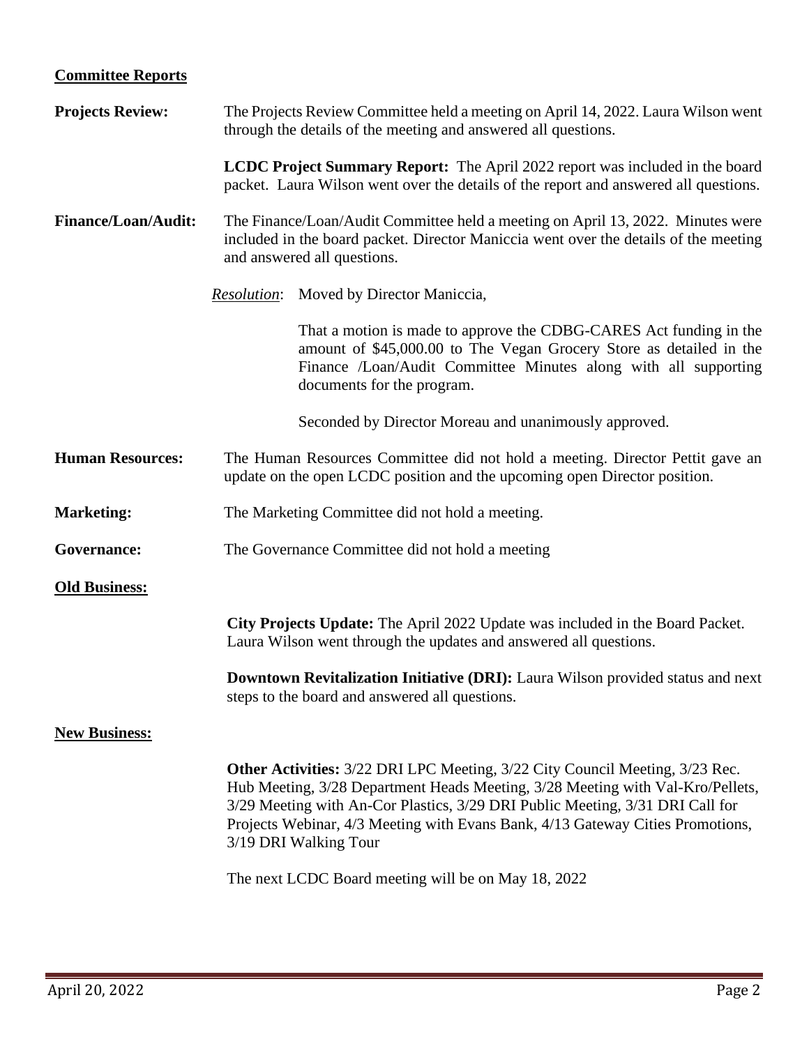## Committee Reports

**Projects Review:** The Projects Review Committee held a meeting on April 14, 2022. Laura Wilson went through the details of the meeting and answered all questions.

**LCDC Project Summary Report:** The April 2022 report was included in the board packet. Laura Wilson went over the details of the report and answered all questions.

**Finance/Loan/Audit:** The Finance/Loan/Audit Committee held a meeting on April 13, 2022. Minutes were included in the board packet. Director Maniccia went over the details of the meeting and answered all questions.

*Resolution*: Moved by Director Maniccia,

That a motion is made to approve the CDBG-CARES Act funding in the amount of $45,000.00 to The Vegan Grocery Store as detailed in the Finance /Loan/Audit Committee Minutes along with all supporting documents for the program.

Seconded by Director Moreau and unanimously approved.

**Human Resources:** The Human Resources Committee did not hold a meeting. Director Pettit gave an update on the open LCDC position and the upcoming open Director position.

**Marketing:** The Marketing Committee did not hold a meeting.

**Governance:** The Governance Committee did not hold a meeting

## Old Business:

**City Projects Update:** The April 2022 Update was included in the Board Packet. Laura Wilson went through the updates and answered all questions.

**Downtown Revitalization Initiative (DRI):** Laura Wilson provided status and next steps to the board and answered all questions.

## New Business:

**Other Activities:** 3/22 DRI LPC Meeting, 3/22 City Council Meeting, 3/23 Rec. Hub Meeting, 3/28 Department Heads Meeting, 3/28 Meeting with Val-Kro/Pellets, 3/29 Meeting with An-Cor Plastics, 3/29 DRI Public Meeting, 3/31 DRI Call for Projects Webinar, 4/3 Meeting with Evans Bank, 4/13 Gateway Cities Promotions, 3/19 DRI Walking Tour

The next LCDC Board meeting will be on May 18, 2022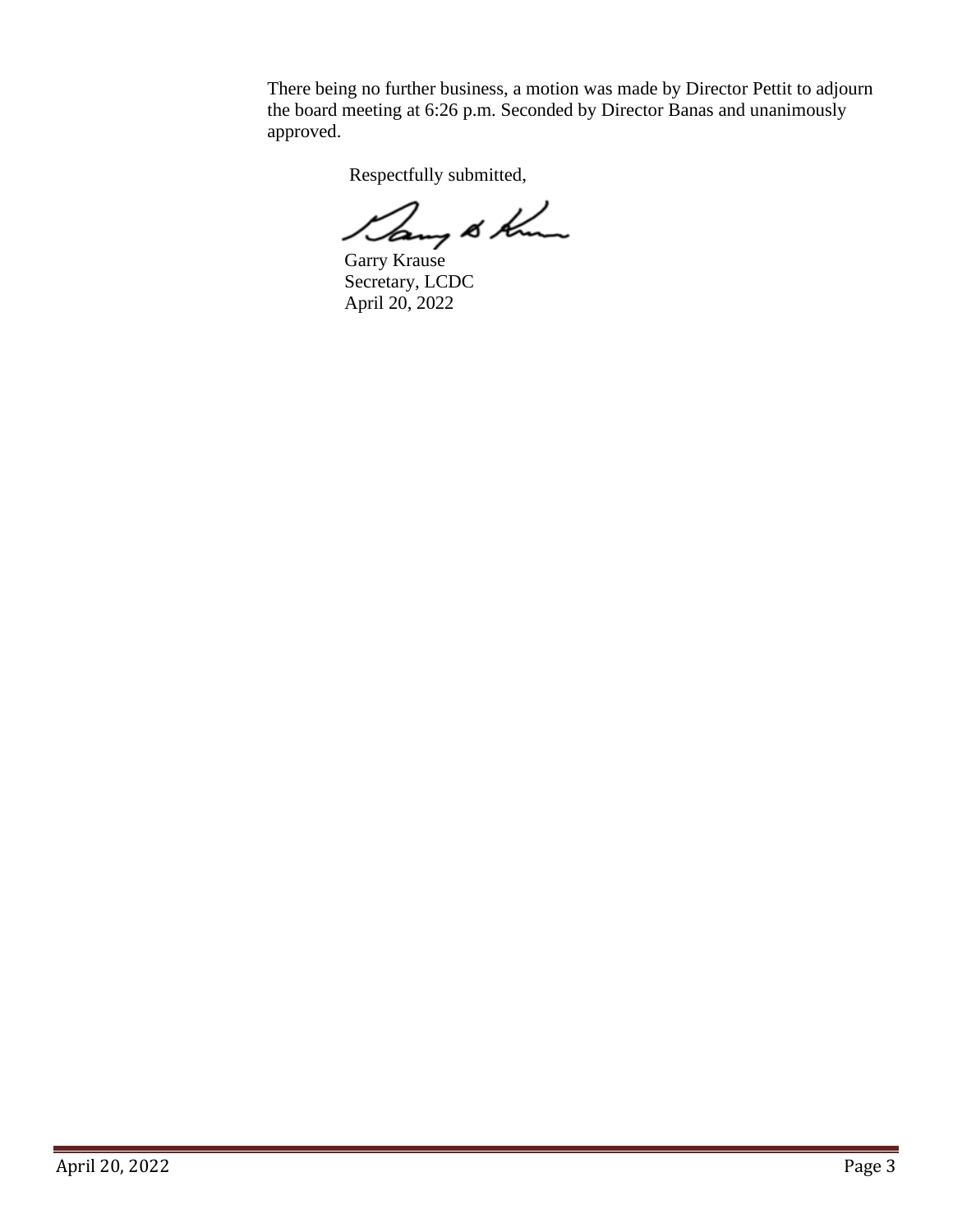There being no further business, a motion was made by Director Pettit to adjourn the board meeting at 6:26 p.m. Seconded by Director Banas and unanimously approved.

Respectfully submitted,

Garry Krause
Secretary, LCDC
April 20, 2022